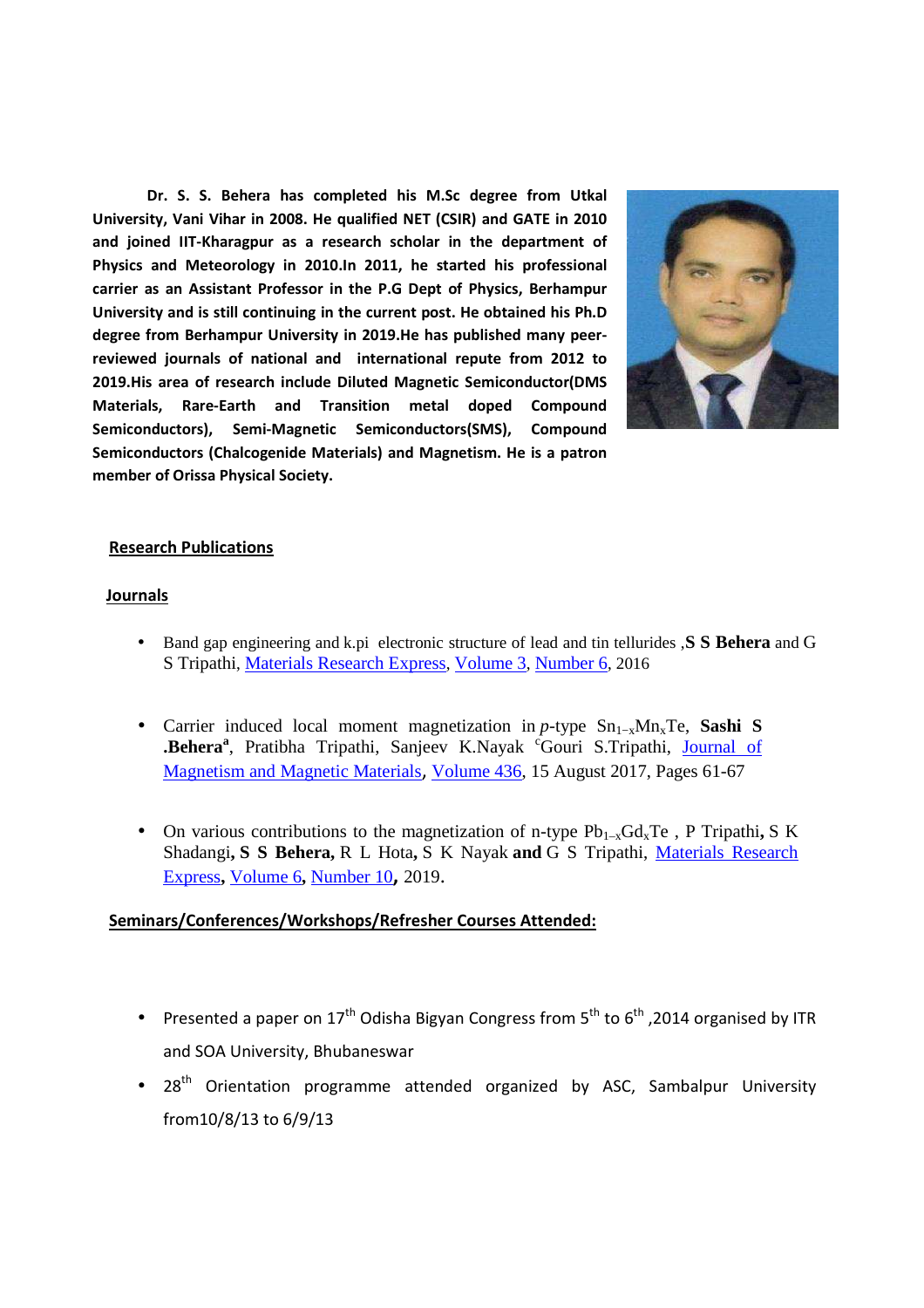**Dr. S. S. Behera has completed his M.Sc degree from Utkal University, Vani Vihar in 2008. He qualified NET (CSIR) and GATE in 2010 and joined IIT-Kharagpur as a research scholar in the department of Physics and Meteorology in 2010.In 2011, he started his professional carrier as an Assistant Professor in the P.G Dept of Physics, Berhampur University and is still continuing in the current post. He obtained his Ph.D degree from Berhampur University in 2019.He has published many peer-reviewed journals of national and international repute from 2012 to 2019.His area of research include Diluted Magnetic Semiconductor(DMS Materials, Rare-Earth and Transition metal doped Compound Semiconductors), Semi-Magnetic Semiconductors(SMS), Compound Semiconductors (Chalcogenide Materials) and Magnetism. He is a patron member of Orissa Physical Society.**

## Research Publications

### Journals

- Band gap engineering and k.pi electronic structure of lead and tin tellurides ,**S S Behera** and G S Tripathi, Materials Research Express, Volume 3, Number 6, 2016

- Carrier induced local moment magnetization in *p*-type $Sn_{1-x}Mn_xTe$, **Sashi S .Behera**[a], Pratibha Tripathi, Sanjeev K.Nayak [c]Gouri S.Tripathi, Journal of Magnetism and Magnetic Materials, Volume 436, 15 August 2017, Pages 61-67

- On various contributions to the magnetization of n-type $Pb_{1-x}Gd_xTe$ , P Tripathi**,** S K Shadangi**, S S Behera,** R L Hota**,** S K Nayak **and** G S Tripathi, Materials Research Express**,** Volume 6**,** Number 10**,** 2019.

### Seminars/Conferences/Workshops/Refresher Courses Attended:

- Presented a paper on 17th Odisha Bigyan Congress from 5th to 6th ,2014 organised by ITR and SOA University, Bhubaneswar
- 28th Orientation programme attended organized by ASC, Sambalpur University from10/8/13 to 6/9/13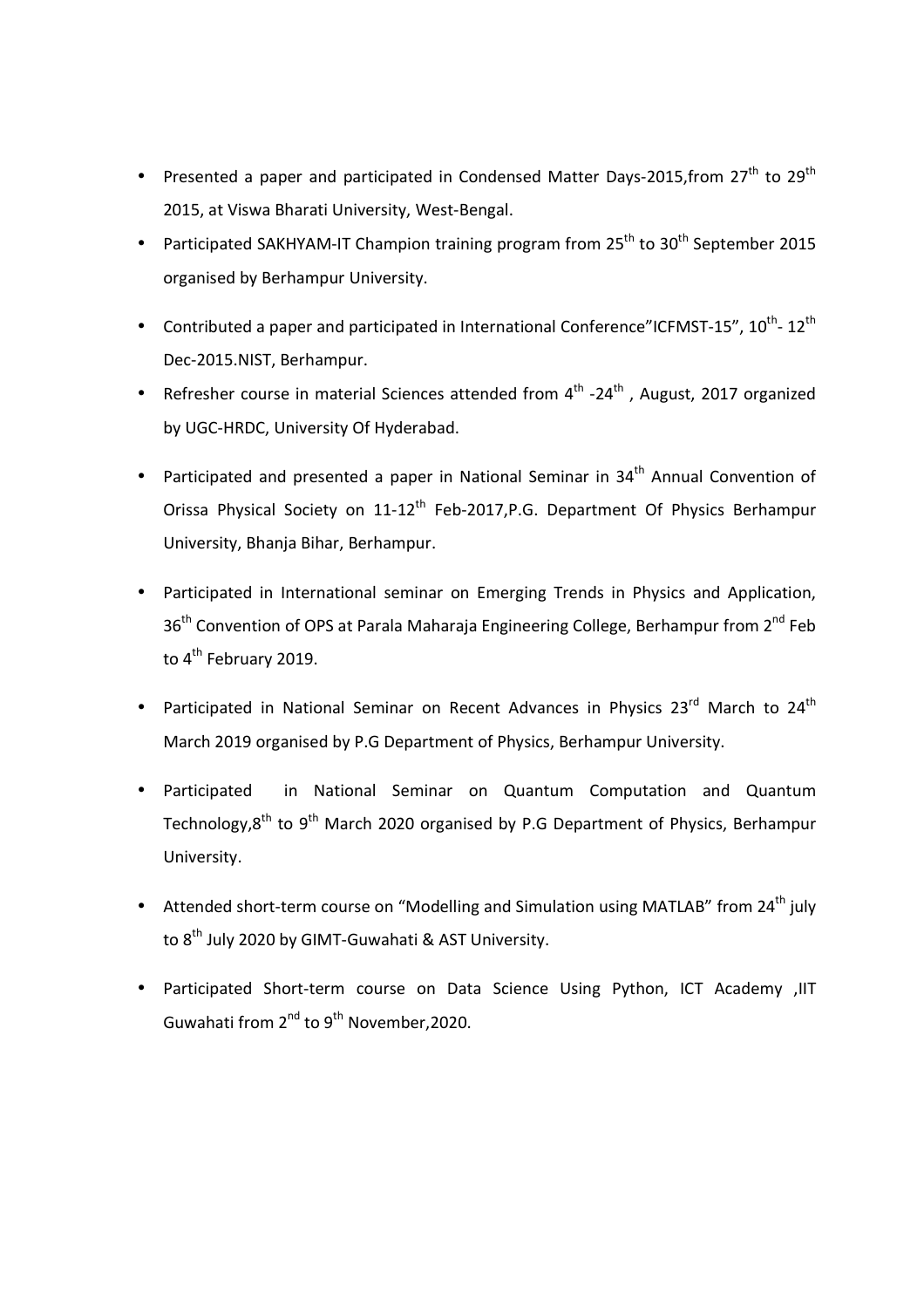- Presented a paper and participated in Condensed Matter Days-2015,from 27th to 29th 2015, at Viswa Bharati University, West-Bengal.
- Participated SAKHYAM-IT Champion training program from 25th to 30th September 2015 organised by Berhampur University.
- Contributed a paper and participated in International Conference"ICFMST-15", 10th- 12th Dec-2015.NIST, Berhampur.
- Refresher course in material Sciences attended from 4th -24th , August, 2017 organized by UGC-HRDC, University Of Hyderabad.
- Participated and presented a paper in National Seminar in 34th Annual Convention of Orissa Physical Society on 11-12th Feb-2017,P.G. Department Of Physics Berhampur University, Bhanja Bihar, Berhampur.
- Participated in International seminar on Emerging Trends in Physics and Application, 36th Convention of OPS at Parala Maharaja Engineering College, Berhampur from 2nd Feb to 4th February 2019.
- Participated in National Seminar on Recent Advances in Physics 23rd March to 24th March 2019 organised by P.G Department of Physics, Berhampur University.
- Participated in National Seminar on Quantum Computation and Quantum Technology,8th to 9th March 2020 organised by P.G Department of Physics, Berhampur University.
- Attended short-term course on "Modelling and Simulation using MATLAB" from 24th july to 8th July 2020 by GIMT-Guwahati & AST University.
- Participated Short-term course on Data Science Using Python, ICT Academy ,IIT Guwahati from 2nd to 9th November,2020.